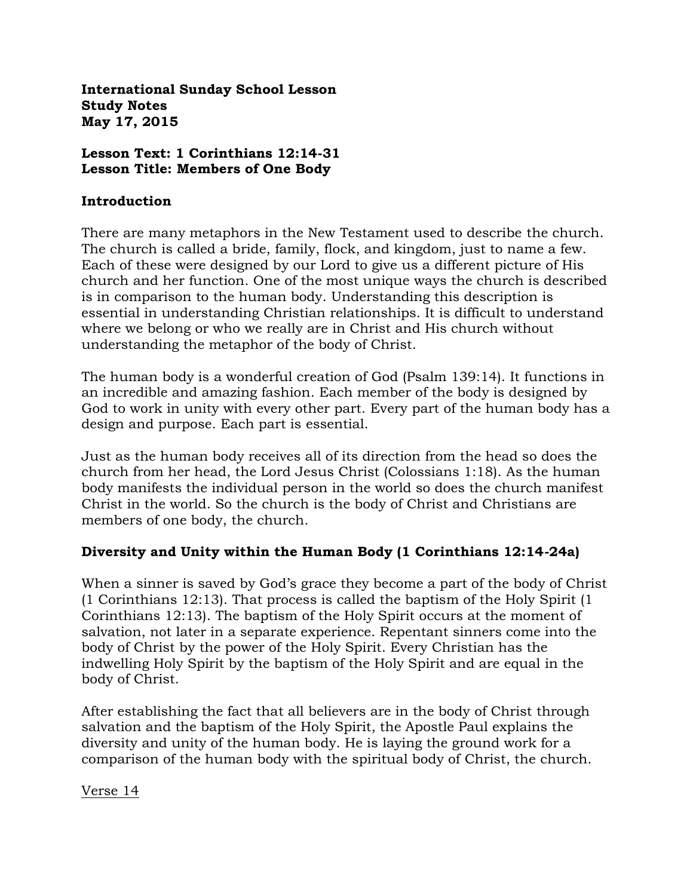**International Sunday School Lesson**
**Study Notes**
**May 17, 2015**

**Lesson Text: 1 Corinthians 12:14-31**
**Lesson Title: Members of One Body**

## Introduction

There are many metaphors in the New Testament used to describe the church. The church is called a bride, family, flock, and kingdom, just to name a few. Each of these were designed by our Lord to give us a different picture of His church and her function. One of the most unique ways the church is described is in comparison to the human body. Understanding this description is essential in understanding Christian relationships. It is difficult to understand where we belong or who we really are in Christ and His church without understanding the metaphor of the body of Christ.

The human body is a wonderful creation of God (Psalm 139:14). It functions in an incredible and amazing fashion. Each member of the body is designed by God to work in unity with every other part. Every part of the human body has a design and purpose. Each part is essential.

Just as the human body receives all of its direction from the head so does the church from her head, the Lord Jesus Christ (Colossians 1:18). As the human body manifests the individual person in the world so does the church manifest Christ in the world. So the church is the body of Christ and Christians are members of one body, the church.

## Diversity and Unity within the Human Body (1 Corinthians 12:14-24a)

When a sinner is saved by God's grace they become a part of the body of Christ (1 Corinthians 12:13). That process is called the baptism of the Holy Spirit (1 Corinthians 12:13). The baptism of the Holy Spirit occurs at the moment of salvation, not later in a separate experience. Repentant sinners come into the body of Christ by the power of the Holy Spirit. Every Christian has the indwelling Holy Spirit by the baptism of the Holy Spirit and are equal in the body of Christ.

After establishing the fact that all believers are in the body of Christ through salvation and the baptism of the Holy Spirit, the Apostle Paul explains the diversity and unity of the human body. He is laying the ground work for a comparison of the human body with the spiritual body of Christ, the church.

<u>Verse 14</u>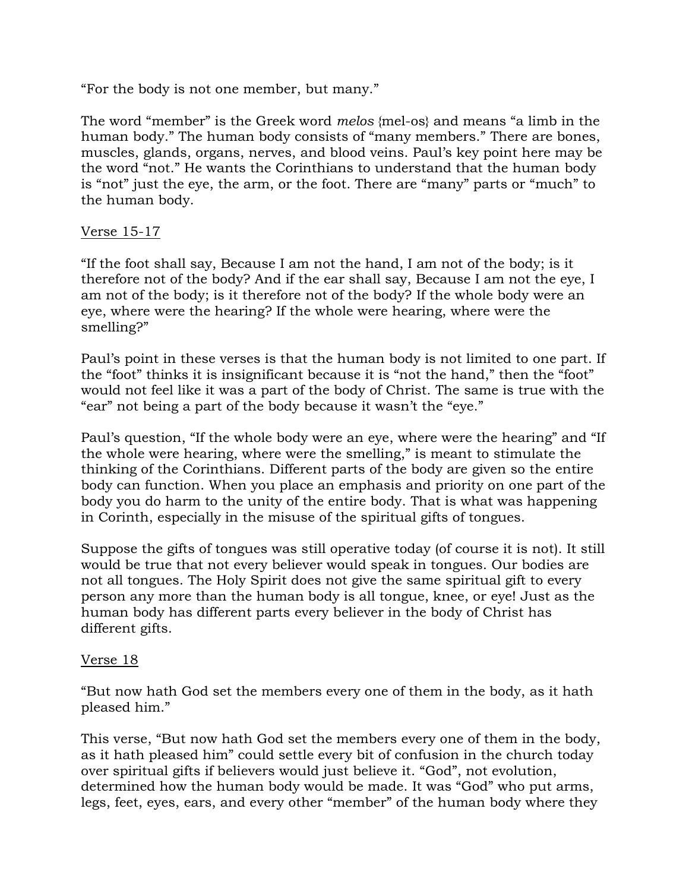"For the body is not one member, but many."

The word "member" is the Greek word *melos* {mel-os} and means "a limb in the human body." The human body consists of "many members." There are bones, muscles, glands, organs, nerves, and blood veins. Paul's key point here may be the word "not." He wants the Corinthians to understand that the human body is "not" just the eye, the arm, or the foot. There are "many" parts or "much" to the human body.

<u>Verse 15-17</u>

"If the foot shall say, Because I am not the hand, I am not of the body; is it therefore not of the body? And if the ear shall say, Because I am not the eye, I am not of the body; is it therefore not of the body? If the whole body were an eye, where were the hearing? If the whole were hearing, where were the smelling?"

Paul's point in these verses is that the human body is not limited to one part. If the "foot" thinks it is insignificant because it is "not the hand," then the "foot" would not feel like it was a part of the body of Christ. The same is true with the "ear" not being a part of the body because it wasn't the "eye."

Paul's question, "If the whole body were an eye, where were the hearing" and "If the whole were hearing, where were the smelling," is meant to stimulate the thinking of the Corinthians. Different parts of the body are given so the entire body can function. When you place an emphasis and priority on one part of the body you do harm to the unity of the entire body. That is what was happening in Corinth, especially in the misuse of the spiritual gifts of tongues.

Suppose the gifts of tongues was still operative today (of course it is not). It still would be true that not every believer would speak in tongues. Our bodies are not all tongues. The Holy Spirit does not give the same spiritual gift to every person any more than the human body is all tongue, knee, or eye! Just as the human body has different parts every believer in the body of Christ has different gifts.

<u>Verse 18</u>

"But now hath God set the members every one of them in the body, as it hath pleased him."

This verse, "But now hath God set the members every one of them in the body, as it hath pleased him" could settle every bit of confusion in the church today over spiritual gifts if believers would just believe it. "God", not evolution, determined how the human body would be made. It was "God" who put arms, legs, feet, eyes, ears, and every other "member" of the human body where they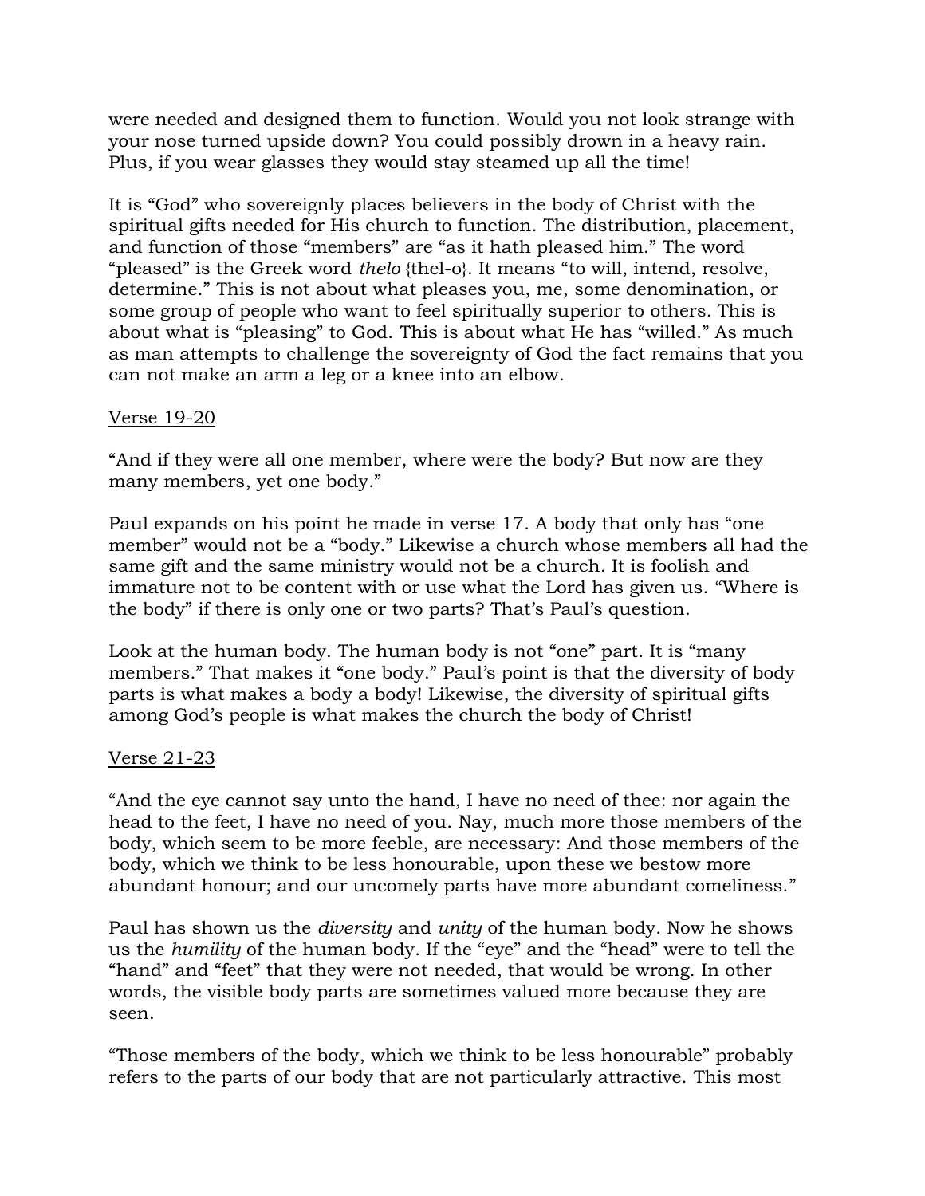were needed and designed them to function. Would you not look strange with your nose turned upside down? You could possibly drown in a heavy rain. Plus, if you wear glasses they would stay steamed up all the time!

It is "God" who sovereignly places believers in the body of Christ with the spiritual gifts needed for His church to function. The distribution, placement, and function of those "members" are "as it hath pleased him." The word "pleased" is the Greek word *thelo* {thel-o}. It means "to will, intend, resolve, determine." This is not about what pleases you, me, some denomination, or some group of people who want to feel spiritually superior to others. This is about what is "pleasing" to God. This is about what He has "willed." As much as man attempts to challenge the sovereignty of God the fact remains that you can not make an arm a leg or a knee into an elbow.

<u>Verse 19-20</u>

"And if they were all one member, where were the body? But now are they many members, yet one body."

Paul expands on his point he made in verse 17. A body that only has "one member" would not be a "body." Likewise a church whose members all had the same gift and the same ministry would not be a church. It is foolish and immature not to be content with or use what the Lord has given us. "Where is the body" if there is only one or two parts? That's Paul's question.

Look at the human body. The human body is not "one" part. It is "many members." That makes it "one body." Paul's point is that the diversity of body parts is what makes a body a body! Likewise, the diversity of spiritual gifts among God's people is what makes the church the body of Christ!

<u>Verse 21-23</u>

"And the eye cannot say unto the hand, I have no need of thee: nor again the head to the feet, I have no need of you. Nay, much more those members of the body, which seem to be more feeble, are necessary: And those members of the body, which we think to be less honourable, upon these we bestow more abundant honour; and our uncomely parts have more abundant comeliness."

Paul has shown us the *diversity* and *unity* of the human body. Now he shows us the *humility* of the human body. If the "eye" and the "head" were to tell the "hand" and "feet" that they were not needed, that would be wrong. In other words, the visible body parts are sometimes valued more because they are seen.

"Those members of the body, which we think to be less honourable" probably refers to the parts of our body that are not particularly attractive. This most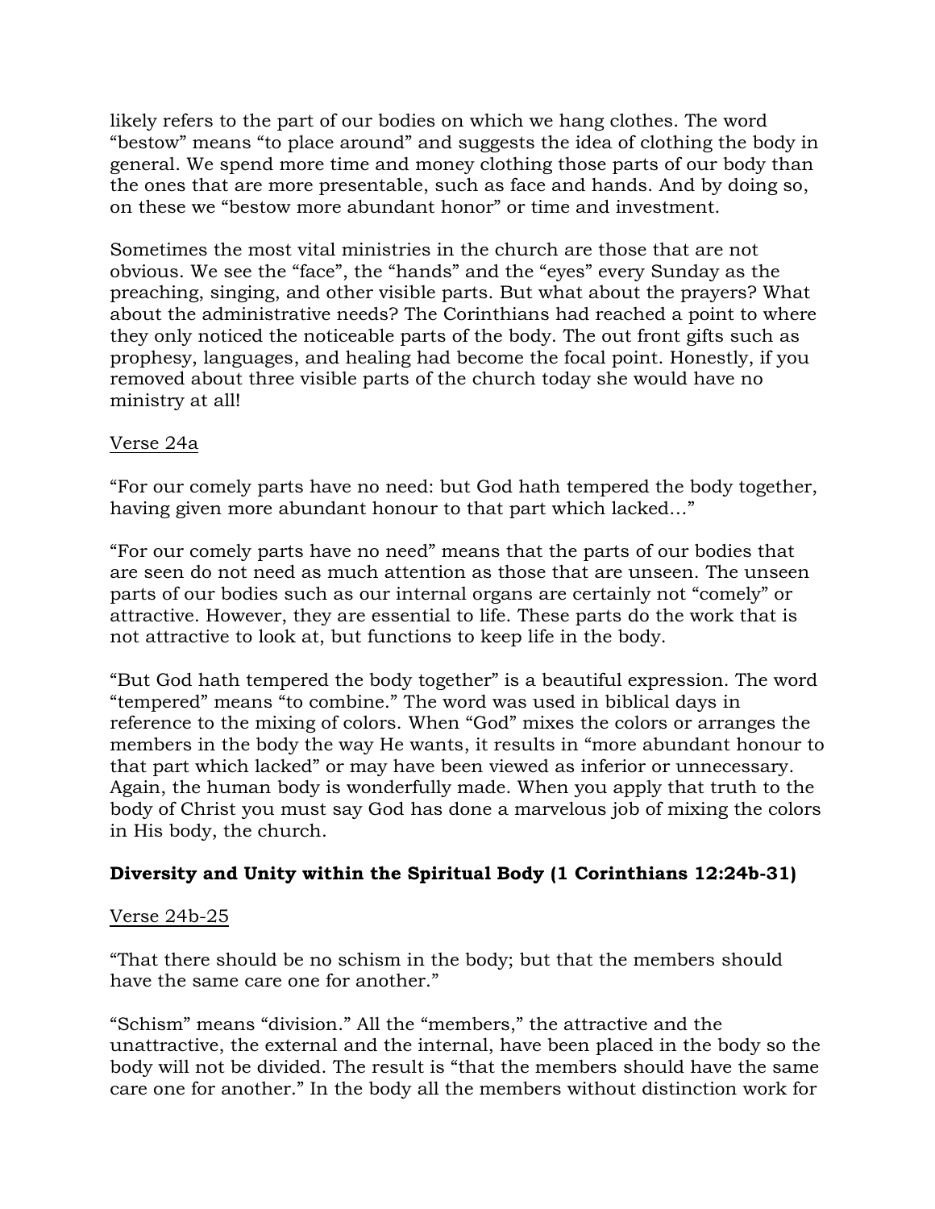likely refers to the part of our bodies on which we hang clothes. The word "bestow" means "to place around" and suggests the idea of clothing the body in general. We spend more time and money clothing those parts of our body than the ones that are more presentable, such as face and hands. And by doing so, on these we "bestow more abundant honor" or time and investment.

Sometimes the most vital ministries in the church are those that are not obvious. We see the "face", the "hands" and the "eyes" every Sunday as the preaching, singing, and other visible parts. But what about the prayers? What about the administrative needs? The Corinthians had reached a point to where they only noticed the noticeable parts of the body. The out front gifts such as prophesy, languages, and healing had become the focal point. Honestly, if you removed about three visible parts of the church today she would have no ministry at all!

<u>Verse 24a</u>

"For our comely parts have no need: but God hath tempered the body together, having given more abundant honour to that part which lacked…"

"For our comely parts have no need" means that the parts of our bodies that are seen do not need as much attention as those that are unseen. The unseen parts of our bodies such as our internal organs are certainly not "comely" or attractive. However, they are essential to life. These parts do the work that is not attractive to look at, but functions to keep life in the body.

"But God hath tempered the body together" is a beautiful expression. The word "tempered" means "to combine." The word was used in biblical days in reference to the mixing of colors. When "God" mixes the colors or arranges the members in the body the way He wants, it results in "more abundant honour to that part which lacked" or may have been viewed as inferior or unnecessary. Again, the human body is wonderfully made. When you apply that truth to the body of Christ you must say God has done a marvelous job of mixing the colors in His body, the church.

**Diversity and Unity within the Spiritual Body (1 Corinthians 12:24b-31)**

<u>Verse 24b-25</u>

"That there should be no schism in the body; but that the members should have the same care one for another."

"Schism" means "division." All the "members," the attractive and the unattractive, the external and the internal, have been placed in the body so the body will not be divided. The result is "that the members should have the same care one for another." In the body all the members without distinction work for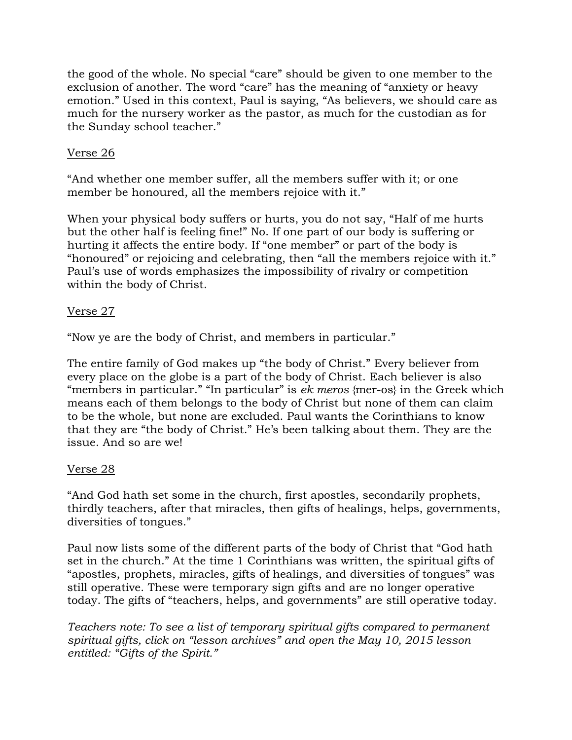the good of the whole. No special "care" should be given to one member to the exclusion of another. The word "care" has the meaning of "anxiety or heavy emotion." Used in this context, Paul is saying, "As believers, we should care as much for the nursery worker as the pastor, as much for the custodian as for the Sunday school teacher."

<u>Verse 26</u>

"And whether one member suffer, all the members suffer with it; or one member be honoured, all the members rejoice with it."

When your physical body suffers or hurts, you do not say, "Half of me hurts but the other half is feeling fine!" No. If one part of our body is suffering or hurting it affects the entire body. If "one member" or part of the body is "honoured" or rejoicing and celebrating, then "all the members rejoice with it." Paul's use of words emphasizes the impossibility of rivalry or competition within the body of Christ.

<u>Verse 27</u>

"Now ye are the body of Christ, and members in particular."

The entire family of God makes up "the body of Christ." Every believer from every place on the globe is a part of the body of Christ. Each believer is also "members in particular." "In particular" is *ek meros* {mer-os} in the Greek which means each of them belongs to the body of Christ but none of them can claim to be the whole, but none are excluded. Paul wants the Corinthians to know that they are "the body of Christ." He's been talking about them. They are the issue. And so are we!

<u>Verse 28</u>

"And God hath set some in the church, first apostles, secondarily prophets, thirdly teachers, after that miracles, then gifts of healings, helps, governments, diversities of tongues."

Paul now lists some of the different parts of the body of Christ that "God hath set in the church." At the time 1 Corinthians was written, the spiritual gifts of "apostles, prophets, miracles, gifts of healings, and diversities of tongues" was still operative. These were temporary sign gifts and are no longer operative today. The gifts of "teachers, helps, and governments" are still operative today.

*Teachers note: To see a list of temporary spiritual gifts compared to permanent spiritual gifts, click on "lesson archives" and open the May 10, 2015 lesson entitled: "Gifts of the Spirit."*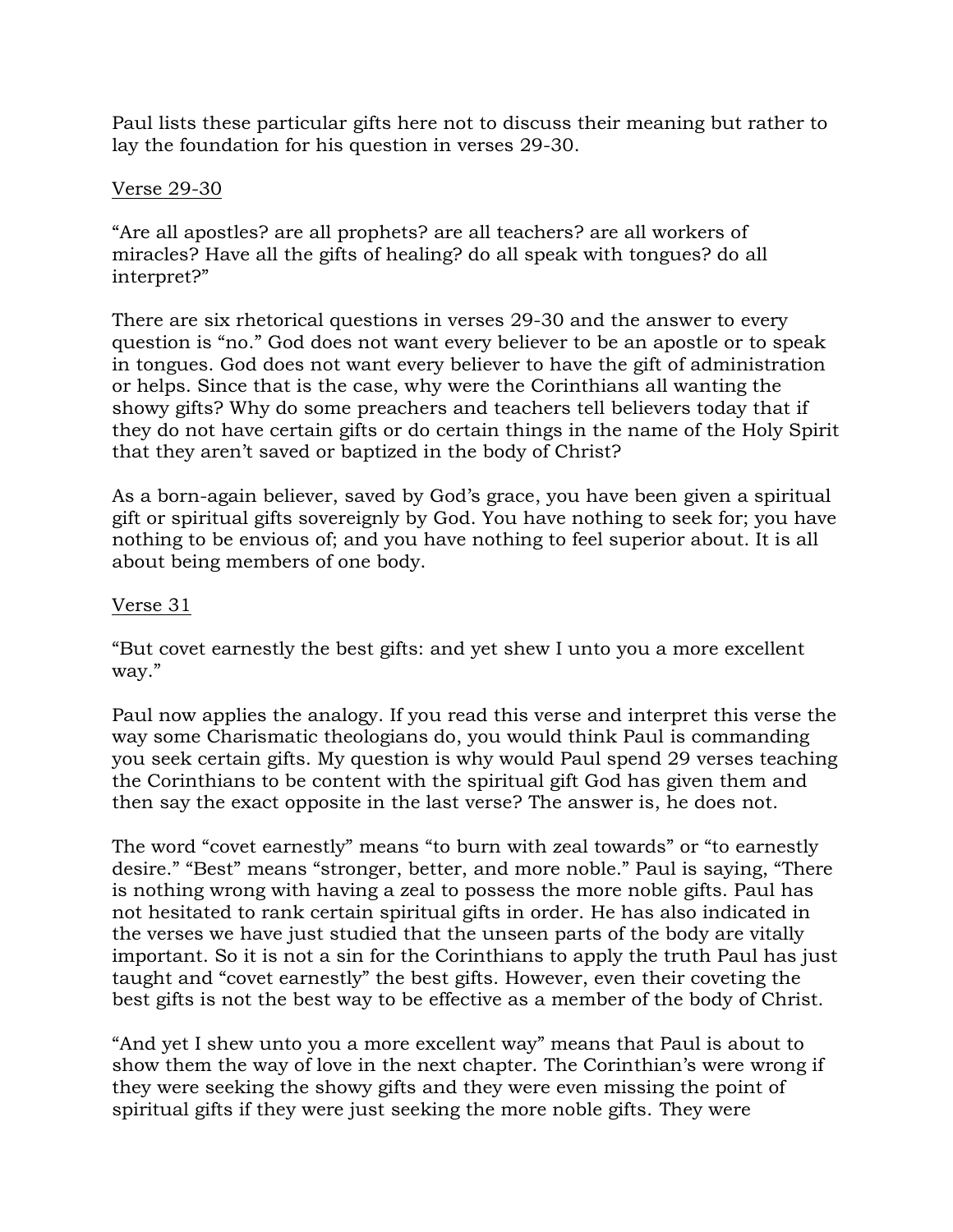Paul lists these particular gifts here not to discuss their meaning but rather to lay the foundation for his question in verses 29-30.

<u>Verse 29-30</u>

"Are all apostles? are all prophets? are all teachers? are all workers of miracles? Have all the gifts of healing? do all speak with tongues? do all interpret?"

There are six rhetorical questions in verses 29-30 and the answer to every question is "no." God does not want every believer to be an apostle or to speak in tongues. God does not want every believer to have the gift of administration or helps. Since that is the case, why were the Corinthians all wanting the showy gifts? Why do some preachers and teachers tell believers today that if they do not have certain gifts or do certain things in the name of the Holy Spirit that they aren't saved or baptized in the body of Christ?

As a born-again believer, saved by God's grace, you have been given a spiritual gift or spiritual gifts sovereignly by God. You have nothing to seek for; you have nothing to be envious of; and you have nothing to feel superior about. It is all about being members of one body.

<u>Verse 31</u>

"But covet earnestly the best gifts: and yet shew I unto you a more excellent way."

Paul now applies the analogy. If you read this verse and interpret this verse the way some Charismatic theologians do, you would think Paul is commanding you seek certain gifts. My question is why would Paul spend 29 verses teaching the Corinthians to be content with the spiritual gift God has given them and then say the exact opposite in the last verse? The answer is, he does not.

The word "covet earnestly" means "to burn with zeal towards" or "to earnestly desire." "Best" means "stronger, better, and more noble." Paul is saying, "There is nothing wrong with having a zeal to possess the more noble gifts. Paul has not hesitated to rank certain spiritual gifts in order. He has also indicated in the verses we have just studied that the unseen parts of the body are vitally important. So it is not a sin for the Corinthians to apply the truth Paul has just taught and "covet earnestly" the best gifts. However, even their coveting the best gifts is not the best way to be effective as a member of the body of Christ.

"And yet I shew unto you a more excellent way" means that Paul is about to show them the way of love in the next chapter. The Corinthian's were wrong if they were seeking the showy gifts and they were even missing the point of spiritual gifts if they were just seeking the more noble gifts. They were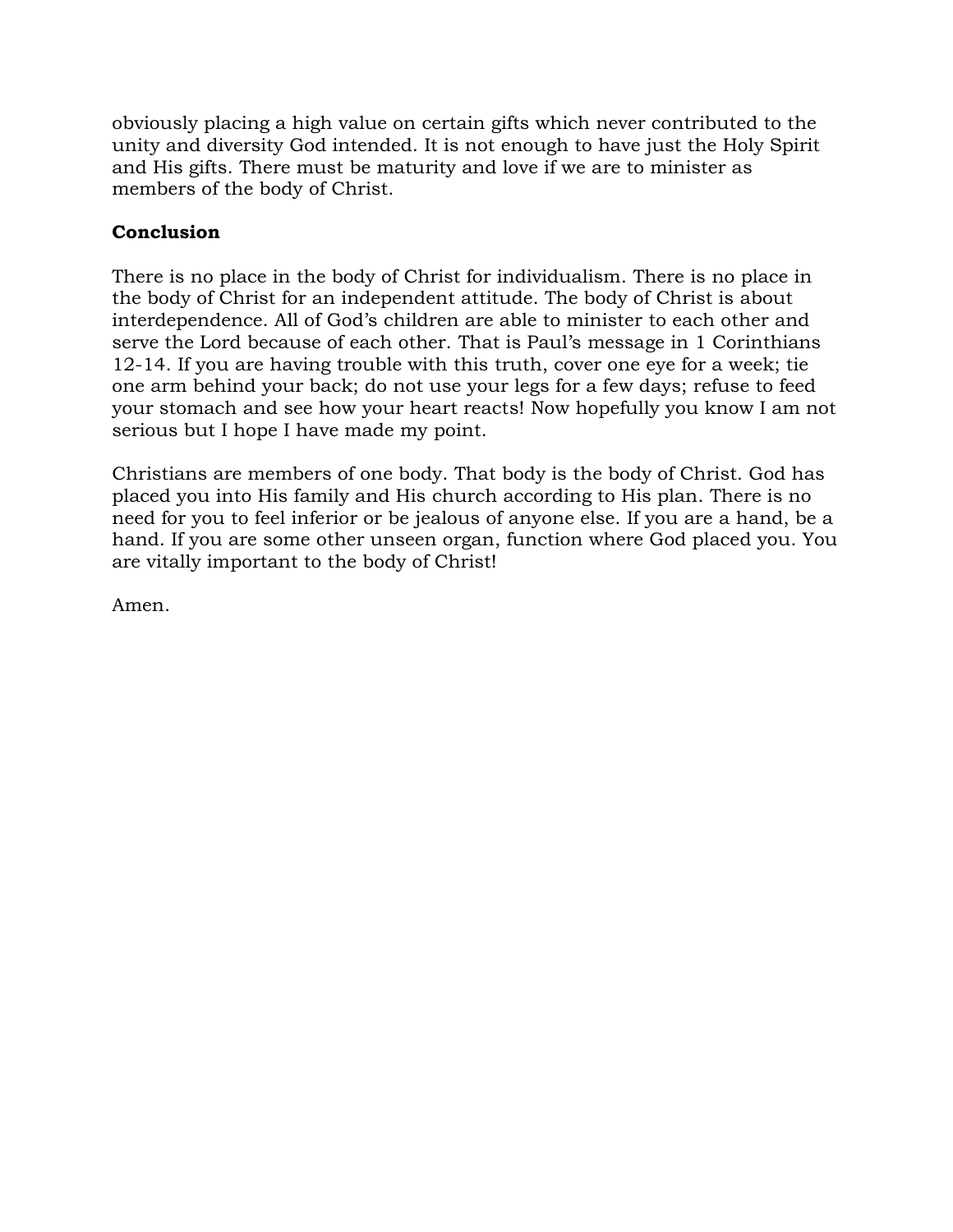obviously placing a high value on certain gifts which never contributed to the unity and diversity God intended. It is not enough to have just the Holy Spirit and His gifts. There must be maturity and love if we are to minister as members of the body of Christ.

**Conclusion**

There is no place in the body of Christ for individualism. There is no place in the body of Christ for an independent attitude. The body of Christ is about interdependence. All of God's children are able to minister to each other and serve the Lord because of each other. That is Paul's message in 1 Corinthians 12-14. If you are having trouble with this truth, cover one eye for a week; tie one arm behind your back; do not use your legs for a few days; refuse to feed your stomach and see how your heart reacts! Now hopefully you know I am not serious but I hope I have made my point.

Christians are members of one body. That body is the body of Christ. God has placed you into His family and His church according to His plan. There is no need for you to feel inferior or be jealous of anyone else. If you are a hand, be a hand. If you are some other unseen organ, function where God placed you. You are vitally important to the body of Christ!

Amen.